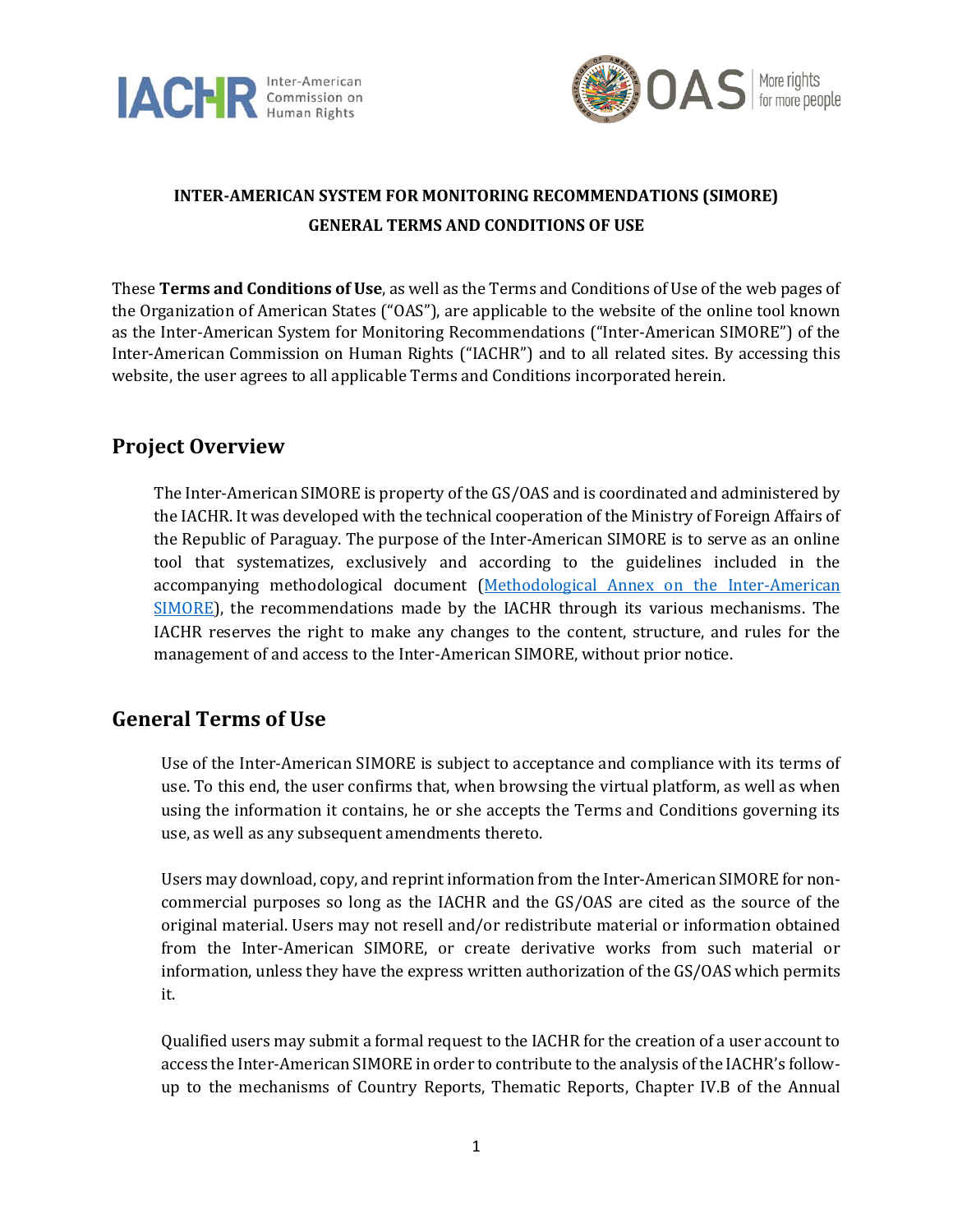**INTER-AMERICAN SYSTEM FOR MONITORING RECOMMENDATIONS (SIMORE)**
**GENERAL TERMS AND CONDITIONS OF USE**

These **Terms and Conditions of Use**, as well as the Terms and Conditions of Use of the web pages of the Organization of American States ("OAS"), are applicable to the website of the online tool known as the Inter-American System for Monitoring Recommendations ("Inter-American SIMORE") of the Inter-American Commission on Human Rights ("IACHR") and to all related sites. By accessing this website, the user agrees to all applicable Terms and Conditions incorporated herein.

## Project Overview

The Inter-American SIMORE is property of the GS/OAS and is coordinated and administered by the IACHR. It was developed with the technical cooperation of the Ministry of Foreign Affairs of the Republic of Paraguay. The purpose of the Inter-American SIMORE is to serve as an online tool that systematizes, exclusively and according to the guidelines included in the accompanying methodological document (Methodological Annex on the Inter-American SIMORE), the recommendations made by the IACHR through its various mechanisms. The IACHR reserves the right to make any changes to the content, structure, and rules for the management of and access to the Inter-American SIMORE, without prior notice.

## General Terms of Use

Use of the Inter-American SIMORE is subject to acceptance and compliance with its terms of use. To this end, the user confirms that, when browsing the virtual platform, as well as when using the information it contains, he or she accepts the Terms and Conditions governing its use, as well as any subsequent amendments thereto.

Users may download, copy, and reprint information from the Inter-American SIMORE for non-commercial purposes so long as the IACHR and the GS/OAS are cited as the source of the original material. Users may not resell and/or redistribute material or information obtained from the Inter-American SIMORE, or create derivative works from such material or information, unless they have the express written authorization of the GS/OAS which permits it.

Qualified users may submit a formal request to the IACHR for the creation of a user account to access the Inter-American SIMORE in order to contribute to the analysis of the IACHR's follow-up to the mechanisms of Country Reports, Thematic Reports, Chapter IV.B of the Annual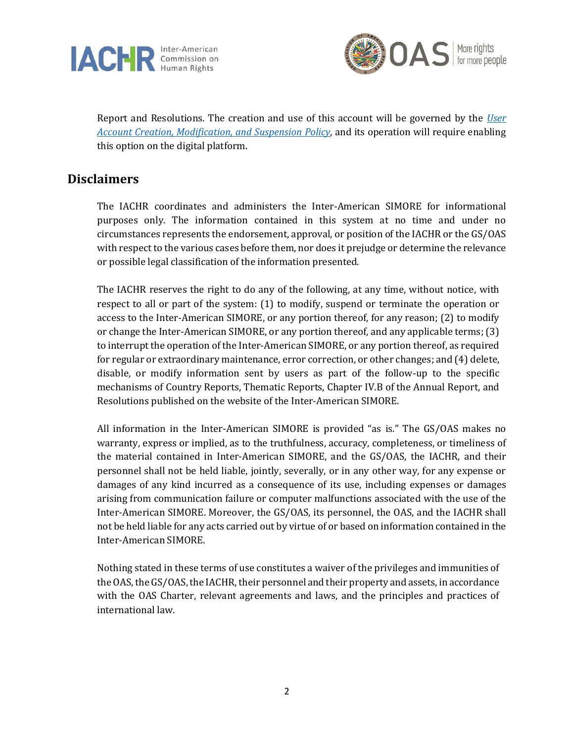Report and Resolutions. The creation and use of this account will be governed by the *User Account Creation, Modification, and Suspension Policy*, and its operation will require enabling this option on the digital platform.

## Disclaimers

The IACHR coordinates and administers the Inter-American SIMORE for informational purposes only. The information contained in this system at no time and under no circumstances represents the endorsement, approval, or position of the IACHR or the GS/OAS with respect to the various cases before them, nor does it prejudge or determine the relevance or possible legal classification of the information presented.

The IACHR reserves the right to do any of the following, at any time, without notice, with respect to all or part of the system: (1) to modify, suspend or terminate the operation or access to the Inter-American SIMORE, or any portion thereof, for any reason; (2) to modify or change the Inter-American SIMORE, or any portion thereof, and any applicable terms; (3) to interrupt the operation of the Inter-American SIMORE, or any portion thereof, as required for regular or extraordinary maintenance, error correction, or other changes; and (4) delete, disable, or modify information sent by users as part of the follow-up to the specific mechanisms of Country Reports, Thematic Reports, Chapter IV.B of the Annual Report, and Resolutions published on the website of the Inter-American SIMORE.

All information in the Inter-American SIMORE is provided "as is." The GS/OAS makes no warranty, express or implied, as to the truthfulness, accuracy, completeness, or timeliness of the material contained in Inter-American SIMORE, and the GS/OAS, the IACHR, and their personnel shall not be held liable, jointly, severally, or in any other way, for any expense or damages of any kind incurred as a consequence of its use, including expenses or damages arising from communication failure or computer malfunctions associated with the use of the Inter-American SIMORE. Moreover, the GS/OAS, its personnel, the OAS, and the IACHR shall not be held liable for any acts carried out by virtue of or based on information contained in the Inter-American SIMORE.

Nothing stated in these terms of use constitutes a waiver of the privileges and immunities of the OAS, the GS/OAS, the IACHR, their personnel and their property and assets, in accordance with the OAS Charter, relevant agreements and laws, and the principles and practices of international law.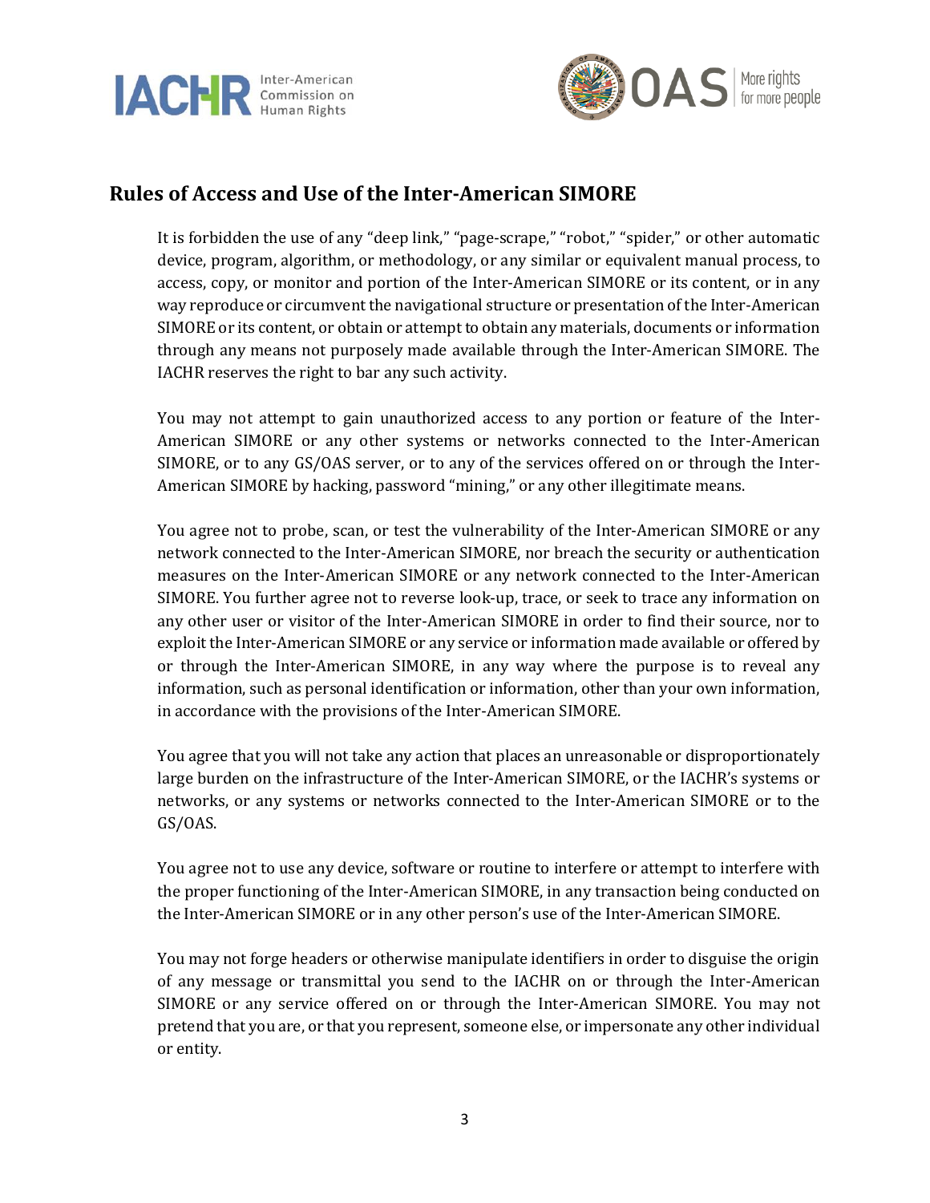## Rules of Access and Use of the Inter-American SIMORE

It is forbidden the use of any "deep link," "page-scrape," "robot," "spider," or other automatic device, program, algorithm, or methodology, or any similar or equivalent manual process, to access, copy, or monitor and portion of the Inter-American SIMORE or its content, or in any way reproduce or circumvent the navigational structure or presentation of the Inter-American SIMORE or its content, or obtain or attempt to obtain any materials, documents or information through any means not purposely made available through the Inter-American SIMORE. The IACHR reserves the right to bar any such activity.

You may not attempt to gain unauthorized access to any portion or feature of the Inter-American SIMORE or any other systems or networks connected to the Inter-American SIMORE, or to any GS/OAS server, or to any of the services offered on or through the Inter-American SIMORE by hacking, password "mining," or any other illegitimate means.

You agree not to probe, scan, or test the vulnerability of the Inter-American SIMORE or any network connected to the Inter-American SIMORE, nor breach the security or authentication measures on the Inter-American SIMORE or any network connected to the Inter-American SIMORE. You further agree not to reverse look-up, trace, or seek to trace any information on any other user or visitor of the Inter-American SIMORE in order to find their source, nor to exploit the Inter-American SIMORE or any service or information made available or offered by or through the Inter-American SIMORE, in any way where the purpose is to reveal any information, such as personal identification or information, other than your own information, in accordance with the provisions of the Inter-American SIMORE.

You agree that you will not take any action that places an unreasonable or disproportionately large burden on the infrastructure of the Inter-American SIMORE, or the IACHR's systems or networks, or any systems or networks connected to the Inter-American SIMORE or to the GS/OAS.

You agree not to use any device, software or routine to interfere or attempt to interfere with the proper functioning of the Inter-American SIMORE, in any transaction being conducted on the Inter-American SIMORE or in any other person's use of the Inter-American SIMORE.

You may not forge headers or otherwise manipulate identifiers in order to disguise the origin of any message or transmittal you send to the IACHR on or through the Inter-American SIMORE or any service offered on or through the Inter-American SIMORE. You may not pretend that you are, or that you represent, someone else, or impersonate any other individual or entity.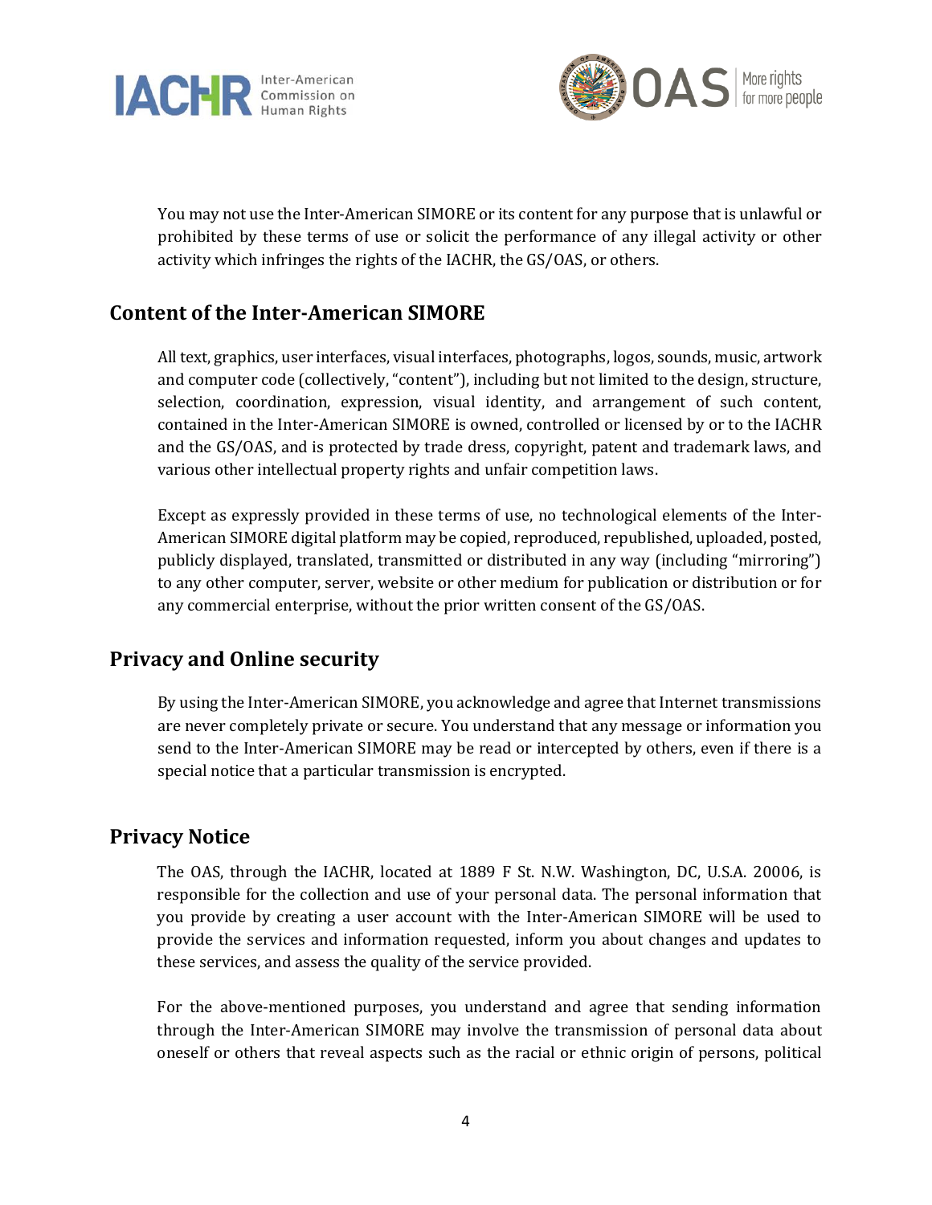You may not use the Inter-American SIMORE or its content for any purpose that is unlawful or prohibited by these terms of use or solicit the performance of any illegal activity or other activity which infringes the rights of the IACHR, the GS/OAS, or others.

## Content of the Inter-American SIMORE

All text, graphics, user interfaces, visual interfaces, photographs, logos, sounds, music, artwork and computer code (collectively, "content"), including but not limited to the design, structure, selection, coordination, expression, visual identity, and arrangement of such content, contained in the Inter-American SIMORE is owned, controlled or licensed by or to the IACHR and the GS/OAS, and is protected by trade dress, copyright, patent and trademark laws, and various other intellectual property rights and unfair competition laws.

Except as expressly provided in these terms of use, no technological elements of the Inter-American SIMORE digital platform may be copied, reproduced, republished, uploaded, posted, publicly displayed, translated, transmitted or distributed in any way (including "mirroring") to any other computer, server, website or other medium for publication or distribution or for any commercial enterprise, without the prior written consent of the GS/OAS.

## Privacy and Online security

By using the Inter-American SIMORE, you acknowledge and agree that Internet transmissions are never completely private or secure. You understand that any message or information you send to the Inter-American SIMORE may be read or intercepted by others, even if there is a special notice that a particular transmission is encrypted.

## Privacy Notice

The OAS, through the IACHR, located at 1889 F St. N.W. Washington, DC, U.S.A. 20006, is responsible for the collection and use of your personal data. The personal information that you provide by creating a user account with the Inter-American SIMORE will be used to provide the services and information requested, inform you about changes and updates to these services, and assess the quality of the service provided.

For the above-mentioned purposes, you understand and agree that sending information through the Inter-American SIMORE may involve the transmission of personal data about oneself or others that reveal aspects such as the racial or ethnic origin of persons, political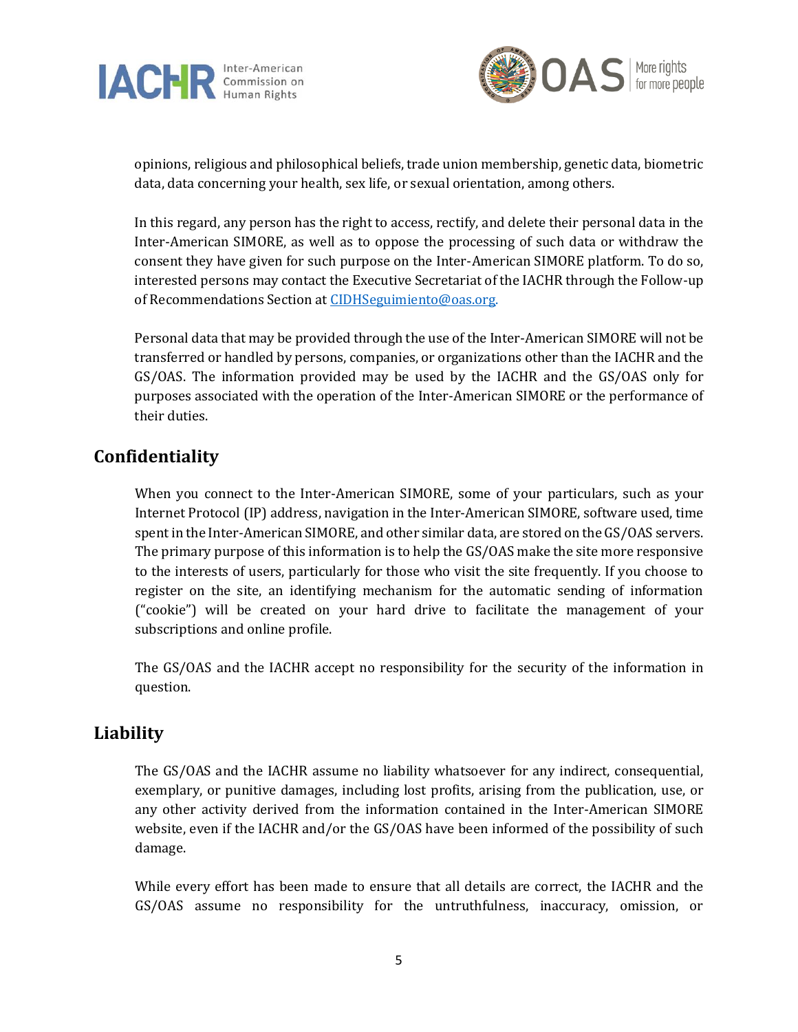opinions, religious and philosophical beliefs, trade union membership, genetic data, biometric data, data concerning your health, sex life, or sexual orientation, among others.

In this regard, any person has the right to access, rectify, and delete their personal data in the Inter-American SIMORE, as well as to oppose the processing of such data or withdraw the consent they have given for such purpose on the Inter-American SIMORE platform. To do so, interested persons may contact the Executive Secretariat of the IACHR through the Follow-up of Recommendations Section at [CIDHSeguimiento@oas.org](mailto:CIDHSeguimiento@oas.org).

Personal data that may be provided through the use of the Inter-American SIMORE will not be transferred or handled by persons, companies, or organizations other than the IACHR and the GS/OAS. The information provided may be used by the IACHR and the GS/OAS only for purposes associated with the operation of the Inter-American SIMORE or the performance of their duties.

## Confidentiality

When you connect to the Inter-American SIMORE, some of your particulars, such as your Internet Protocol (IP) address, navigation in the Inter-American SIMORE, software used, time spent in the Inter-American SIMORE, and other similar data, are stored on the GS/OAS servers. The primary purpose of this information is to help the GS/OAS make the site more responsive to the interests of users, particularly for those who visit the site frequently. If you choose to register on the site, an identifying mechanism for the automatic sending of information ("cookie") will be created on your hard drive to facilitate the management of your subscriptions and online profile.

The GS/OAS and the IACHR accept no responsibility for the security of the information in question.

## Liability

The GS/OAS and the IACHR assume no liability whatsoever for any indirect, consequential, exemplary, or punitive damages, including lost profits, arising from the publication, use, or any other activity derived from the information contained in the Inter-American SIMORE website, even if the IACHR and/or the GS/OAS have been informed of the possibility of such damage.

While every effort has been made to ensure that all details are correct, the IACHR and the GS/OAS assume no responsibility for the untruthfulness, inaccuracy, omission, or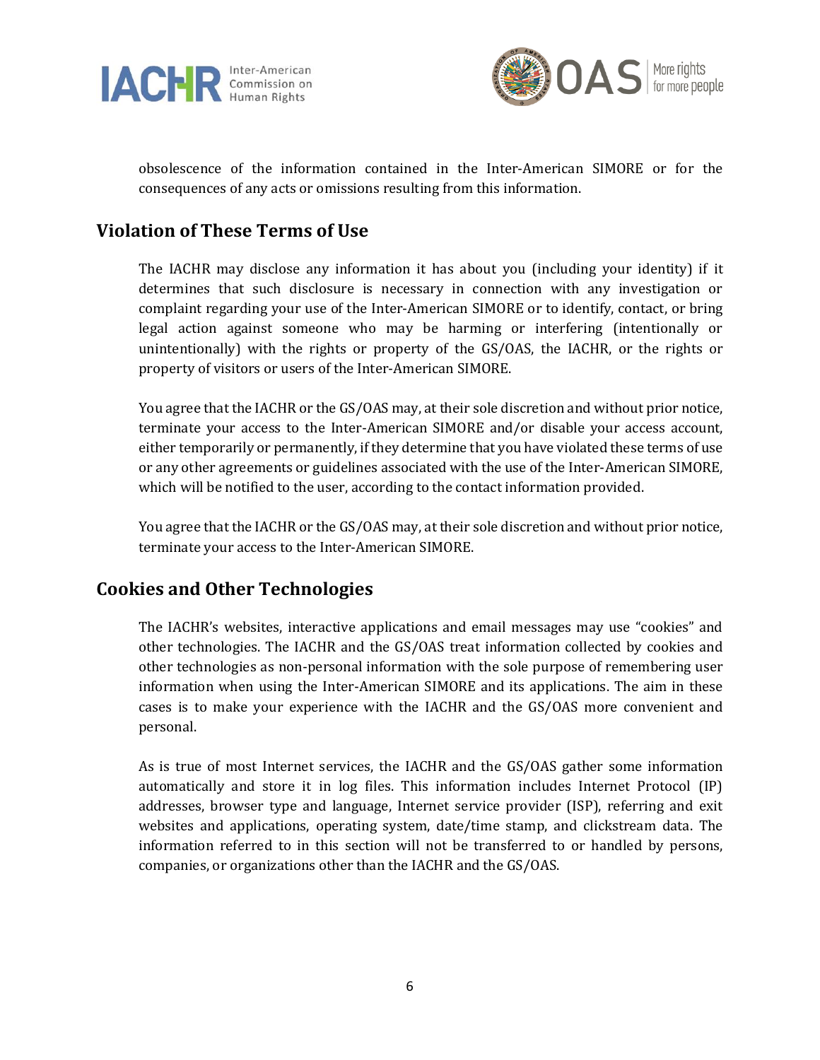obsolescence of the information contained in the Inter-American SIMORE or for the consequences of any acts or omissions resulting from this information.

## Violation of These Terms of Use

The IACHR may disclose any information it has about you (including your identity) if it determines that such disclosure is necessary in connection with any investigation or complaint regarding your use of the Inter-American SIMORE or to identify, contact, or bring legal action against someone who may be harming or interfering (intentionally or unintentionally) with the rights or property of the GS/OAS, the IACHR, or the rights or property of visitors or users of the Inter-American SIMORE.

You agree that the IACHR or the GS/OAS may, at their sole discretion and without prior notice, terminate your access to the Inter-American SIMORE and/or disable your access account, either temporarily or permanently, if they determine that you have violated these terms of use or any other agreements or guidelines associated with the use of the Inter-American SIMORE, which will be notified to the user, according to the contact information provided.

You agree that the IACHR or the GS/OAS may, at their sole discretion and without prior notice, terminate your access to the Inter-American SIMORE.

## Cookies and Other Technologies

The IACHR's websites, interactive applications and email messages may use "cookies" and other technologies. The IACHR and the GS/OAS treat information collected by cookies and other technologies as non-personal information with the sole purpose of remembering user information when using the Inter-American SIMORE and its applications. The aim in these cases is to make your experience with the IACHR and the GS/OAS more convenient and personal.

As is true of most Internet services, the IACHR and the GS/OAS gather some information automatically and store it in log files. This information includes Internet Protocol (IP) addresses, browser type and language, Internet service provider (ISP), referring and exit websites and applications, operating system, date/time stamp, and clickstream data. The information referred to in this section will not be transferred to or handled by persons, companies, or organizations other than the IACHR and the GS/OAS.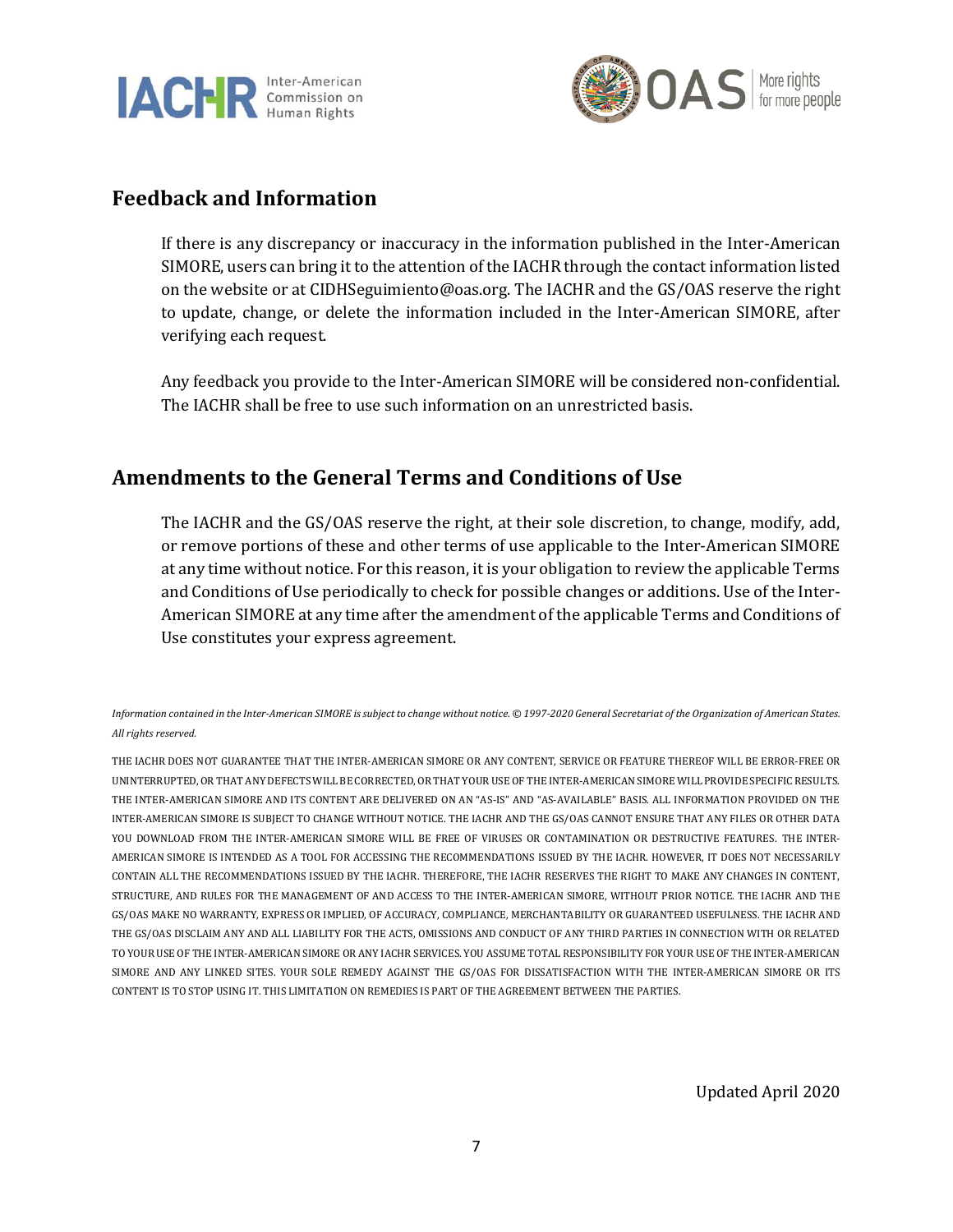## Feedback and Information

If there is any discrepancy or inaccuracy in the information published in the Inter-American SIMORE, users can bring it to the attention of the IACHR through the contact information listed on the website or at CIDHSeguimiento@oas.org. The IACHR and the GS/OAS reserve the right to update, change, or delete the information included in the Inter-American SIMORE, after verifying each request.

Any feedback you provide to the Inter-American SIMORE will be considered non-confidential. The IACHR shall be free to use such information on an unrestricted basis.

## Amendments to the General Terms and Conditions of Use

The IACHR and the GS/OAS reserve the right, at their sole discretion, to change, modify, add, or remove portions of these and other terms of use applicable to the Inter-American SIMORE at any time without notice. For this reason, it is your obligation to review the applicable Terms and Conditions of Use periodically to check for possible changes or additions. Use of the Inter-American SIMORE at any time after the amendment of the applicable Terms and Conditions of Use constitutes your express agreement.

*Information contained in the Inter-American SIMORE is subject to change without notice. © 1997-2020 General Secretariat of the Organization of American States. All rights reserved.*

THE IACHR DOES NOT GUARANTEE THAT THE INTER-AMERICAN SIMORE OR ANY CONTENT, SERVICE OR FEATURE THEREOF WILL BE ERROR-FREE OR UNINTERRUPTED, OR THAT ANY DEFECTS WILL BE CORRECTED, OR THAT YOUR USE OF THE INTER-AMERICAN SIMORE WILL PROVIDE SPECIFIC RESULTS. THE INTER-AMERICAN SIMORE AND ITS CONTENT ARE DELIVERED ON AN "AS-IS" AND "AS-AVAILABLE" BASIS. ALL INFORMATION PROVIDED ON THE INTER-AMERICAN SIMORE IS SUBJECT TO CHANGE WITHOUT NOTICE. THE IACHR AND THE GS/OAS CANNOT ENSURE THAT ANY FILES OR OTHER DATA YOU DOWNLOAD FROM THE INTER-AMERICAN SIMORE WILL BE FREE OF VIRUSES OR CONTAMINATION OR DESTRUCTIVE FEATURES. THE INTER-AMERICAN SIMORE IS INTENDED AS A TOOL FOR ACCESSING THE RECOMMENDATIONS ISSUED BY THE IACHR. HOWEVER, IT DOES NOT NECESSARILY CONTAIN ALL THE RECOMMENDATIONS ISSUED BY THE IACHR. THEREFORE, THE IACHR RESERVES THE RIGHT TO MAKE ANY CHANGES IN CONTENT, STRUCTURE, AND RULES FOR THE MANAGEMENT OF AND ACCESS TO THE INTER-AMERICAN SIMORE, WITHOUT PRIOR NOTICE. THE IACHR AND THE GS/OAS MAKE NO WARRANTY, EXPRESS OR IMPLIED, OF ACCURACY, COMPLIANCE, MERCHANTABILITY OR GUARANTEED USEFULNESS. THE IACHR AND THE GS/OAS DISCLAIM ANY AND ALL LIABILITY FOR THE ACTS, OMISSIONS AND CONDUCT OF ANY THIRD PARTIES IN CONNECTION WITH OR RELATED TO YOUR USE OF THE INTER-AMERICAN SIMORE OR ANY IACHR SERVICES. YOU ASSUME TOTAL RESPONSIBILITY FOR YOUR USE OF THE INTER-AMERICAN SIMORE AND ANY LINKED SITES. YOUR SOLE REMEDY AGAINST THE GS/OAS FOR DISSATISFACTION WITH THE INTER-AMERICAN SIMORE OR ITS CONTENT IS TO STOP USING IT. THIS LIMITATION ON REMEDIES IS PART OF THE AGREEMENT BETWEEN THE PARTIES.

Updated April 2020